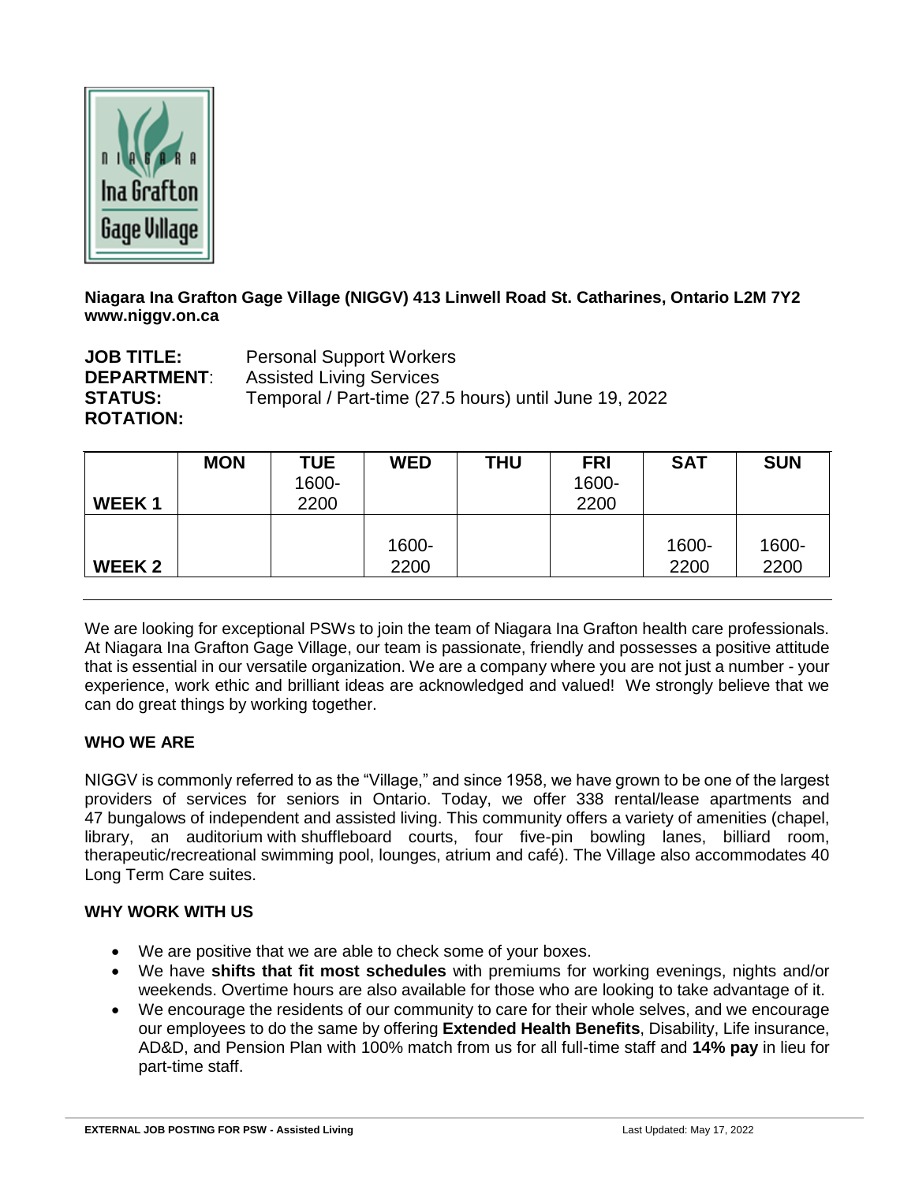**Niagara Ina Grafton Gage Village (NIGGV) 413 Linwell Road St. Catharines, Ontario L2M 7Y2**
**www.niggv.on.ca**

**JOB TITLE:** Personal Support Workers
**DEPARTMENT**: Assisted Living Services
**STATUS:** Temporal / Part-time (27.5 hours) until June 19, 2022
**ROTATION:**

| | MON | TUE | WED | THU | FRI | SAT | SUN |
|---|---|---|---|---|---|---|---|
| **WEEK 1** | | 1600-2200 | | | 1600-2200 | | |
| **WEEK 2** | | | 1600-2200 | | | 1600-2200 | 1600-2200 |

We are looking for exceptional PSWs to join the team of Niagara Ina Grafton health care professionals. At Niagara Ina Grafton Gage Village, our team is passionate, friendly and possesses a positive attitude that is essential in our versatile organization. We are a company where you are not just a number - your experience, work ethic and brilliant ideas are acknowledged and valued! We strongly believe that we can do great things by working together.

**WHO WE ARE**

NIGGV is commonly referred to as the "Village," and since 1958, we have grown to be one of the largest providers of services for seniors in Ontario. Today, we offer 338 rental/lease apartments and 47 bungalows of independent and assisted living. This community offers a variety of amenities (chapel, library, an auditorium with shuffleboard courts, four five-pin bowling lanes, billiard room, therapeutic/recreational swimming pool, lounges, atrium and café). The Village also accommodates 40 Long Term Care suites.

**WHY WORK WITH US**

- We are positive that we are able to check some of your boxes.
- We have **shifts that fit most schedules** with premiums for working evenings, nights and/or weekends. Overtime hours are also available for those who are looking to take advantage of it.
- We encourage the residents of our community to care for their whole selves, and we encourage our employees to do the same by offering **Extended Health Benefits**, Disability, Life insurance, AD&D, and Pension Plan with 100% match from us for all full-time staff and **14% pay** in lieu for part-time staff.

**EXTERNAL JOB POSTING FOR PSW - Assisted Living** Last Updated: May 17, 2022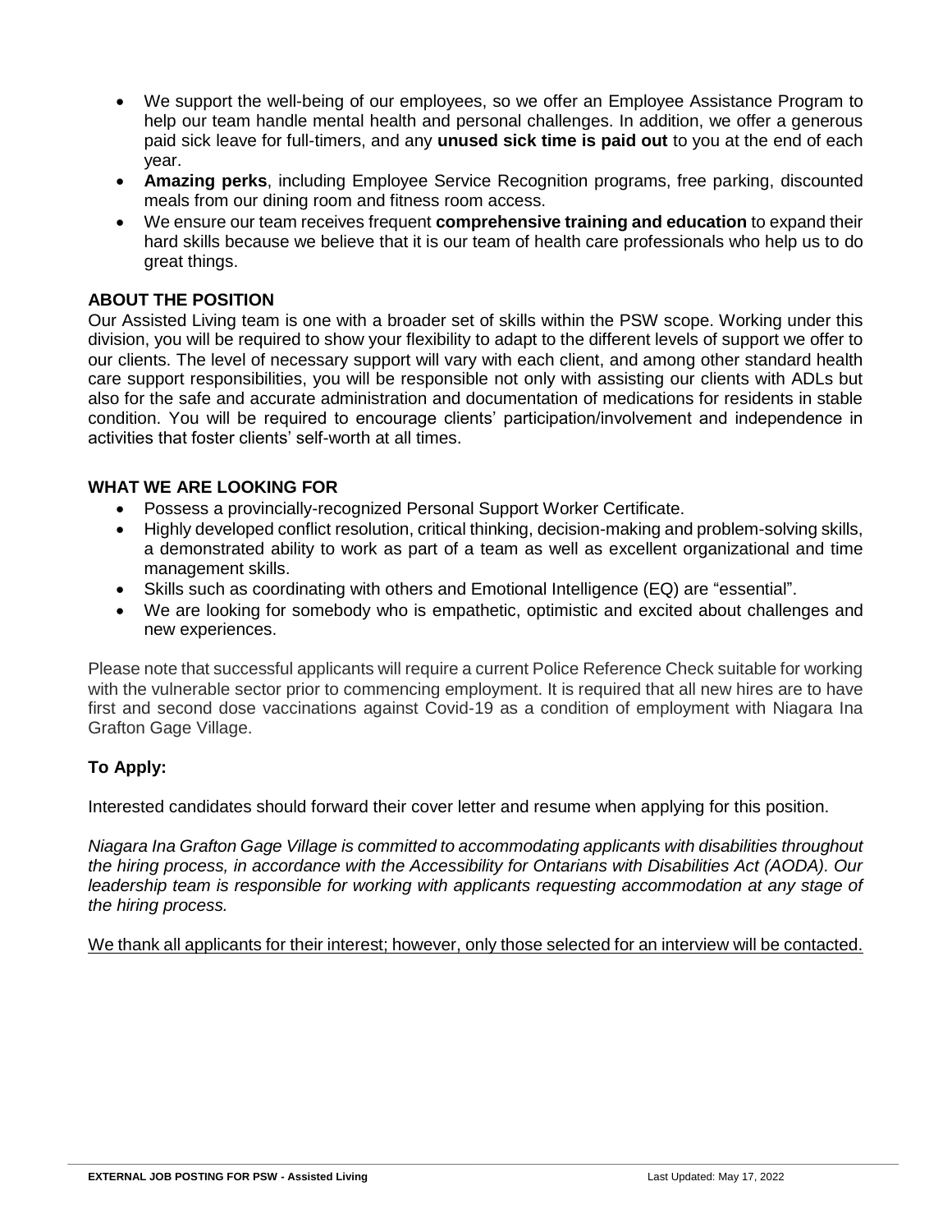- We support the well-being of our employees, so we offer an Employee Assistance Program to help our team handle mental health and personal challenges. In addition, we offer a generous paid sick leave for full-timers, and any **unused sick time is paid out** to you at the end of each year.
- **Amazing perks**, including Employee Service Recognition programs, free parking, discounted meals from our dining room and fitness room access.
- We ensure our team receives frequent **comprehensive training and education** to expand their hard skills because we believe that it is our team of health care professionals who help us to do great things.

### ABOUT THE POSITION

Our Assisted Living team is one with a broader set of skills within the PSW scope. Working under this division, you will be required to show your flexibility to adapt to the different levels of support we offer to our clients. The level of necessary support will vary with each client, and among other standard health care support responsibilities, you will be responsible not only with assisting our clients with ADLs but also for the safe and accurate administration and documentation of medications for residents in stable condition. You will be required to encourage clients' participation/involvement and independence in activities that foster clients' self-worth at all times.

### WHAT WE ARE LOOKING FOR

- Possess a provincially-recognized Personal Support Worker Certificate.
- Highly developed conflict resolution, critical thinking, decision-making and problem-solving skills, a demonstrated ability to work as part of a team as well as excellent organizational and time management skills.
- Skills such as coordinating with others and Emotional Intelligence (EQ) are "essential".
- We are looking for somebody who is empathetic, optimistic and excited about challenges and new experiences.

Please note that successful applicants will require a current Police Reference Check suitable for working with the vulnerable sector prior to commencing employment. It is required that all new hires are to have first and second dose vaccinations against Covid-19 as a condition of employment with Niagara Ina Grafton Gage Village.

### To Apply:

Interested candidates should forward their cover letter and resume when applying for this position.

*Niagara Ina Grafton Gage Village is committed to accommodating applicants with disabilities throughout the hiring process, in accordance with the Accessibility for Ontarians with Disabilities Act (AODA). Our leadership team is responsible for working with applicants requesting accommodation at any stage of the hiring process.*

<u>We thank all applicants for their interest; however, only those selected for an interview will be contacted.</u>